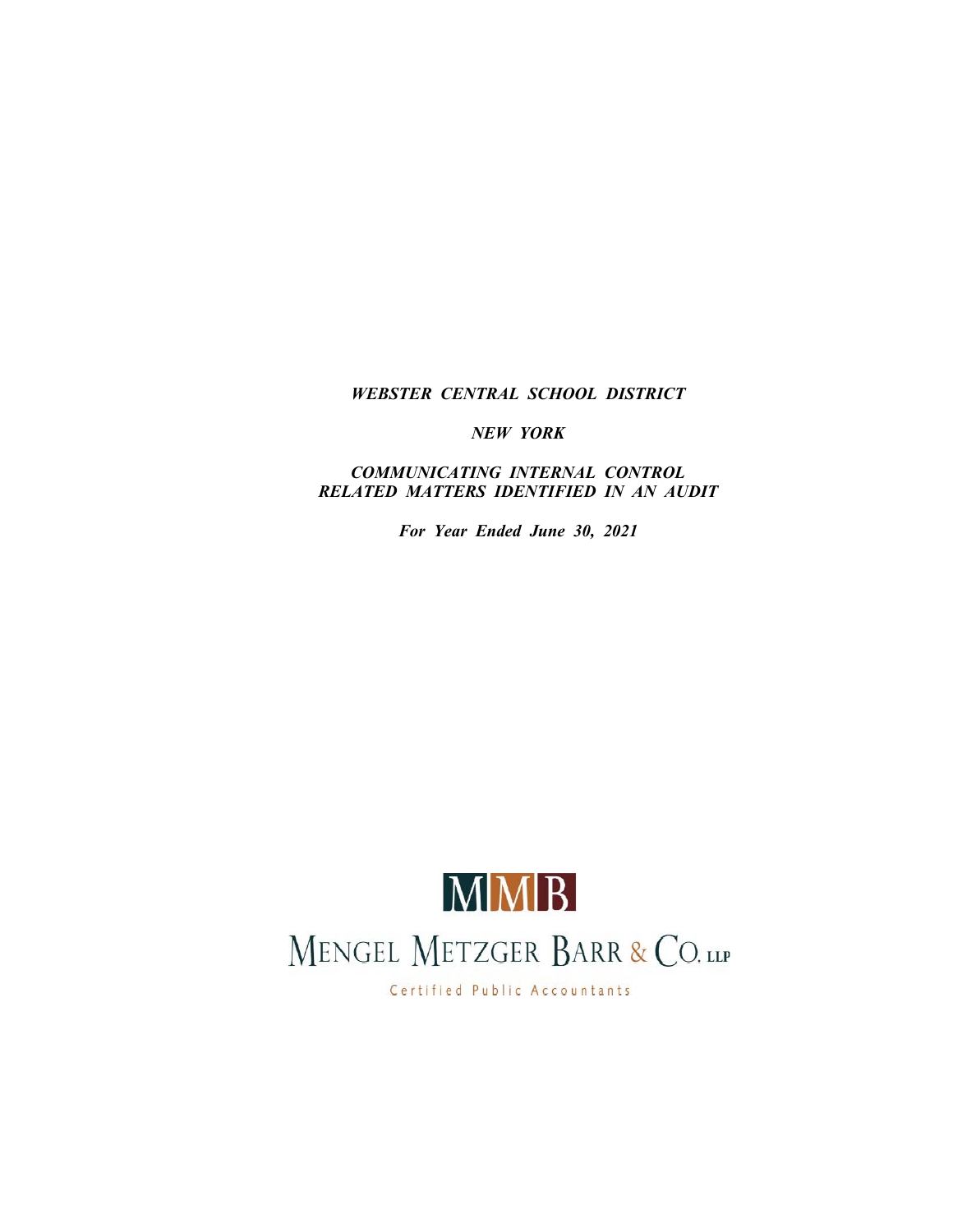***WEBSTER CENTRAL SCHOOL DISTRICT***

***NEW YORK***

***COMMUNICATING INTERNAL CONTROL RELATED MATTERS IDENTIFIED IN AN AUDIT***

***For Year Ended June 30, 2021***

MMB

MENGEL METZGER BARR & CO. LLP

Certified Public Accountants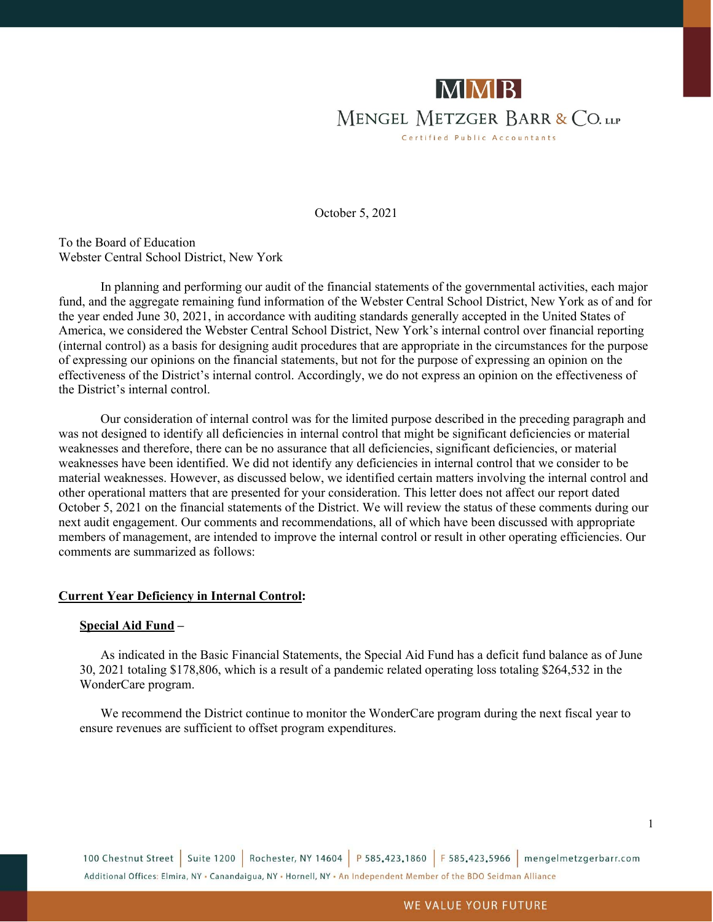October 5, 2021

To the Board of Education
Webster Central School District, New York

In planning and performing our audit of the financial statements of the governmental activities, each major fund, and the aggregate remaining fund information of the Webster Central School District, New York as of and for the year ended June 30, 2021, in accordance with auditing standards generally accepted in the United States of America, we considered the Webster Central School District, New York's internal control over financial reporting (internal control) as a basis for designing audit procedures that are appropriate in the circumstances for the purpose of expressing our opinions on the financial statements, but not for the purpose of expressing an opinion on the effectiveness of the District's internal control. Accordingly, we do not express an opinion on the effectiveness of the District's internal control.

Our consideration of internal control was for the limited purpose described in the preceding paragraph and was not designed to identify all deficiencies in internal control that might be significant deficiencies or material weaknesses and therefore, there can be no assurance that all deficiencies, significant deficiencies, or material weaknesses have been identified. We did not identify any deficiencies in internal control that we consider to be material weaknesses. However, as discussed below, we identified certain matters involving the internal control and other operational matters that are presented for your consideration. This letter does not affect our report dated October 5, 2021 on the financial statements of the District. We will review the status of these comments during our next audit engagement. Our comments and recommendations, all of which have been discussed with appropriate members of management, are intended to improve the internal control or result in other operating efficiencies. Our comments are summarized as follows:

## Current Year Deficiency in Internal Control:

### Special Aid Fund –

As indicated in the Basic Financial Statements, the Special Aid Fund has a deficit fund balance as of June 30, 2021 totaling $178,806, which is a result of a pandemic related operating loss totaling $264,532 in the WonderCare program.

We recommend the District continue to monitor the WonderCare program during the next fiscal year to ensure revenues are sufficient to offset program expenditures.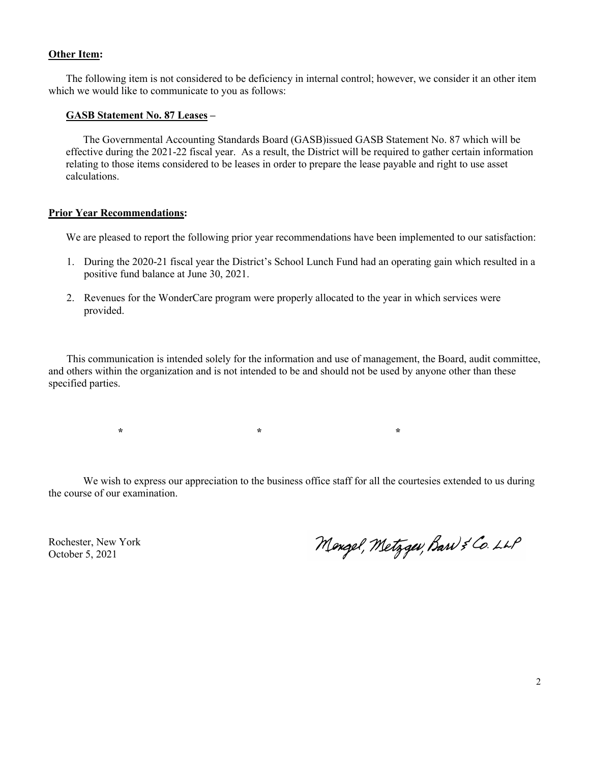**Other Item:**

The following item is not considered to be deficiency in internal control; however, we consider it an other item which we would like to communicate to you as follows:

**GASB Statement No. 87 Leases** –

The Governmental Accounting Standards Board (GASB)issued GASB Statement No. 87 which will be effective during the 2021-22 fiscal year. As a result, the District will be required to gather certain information relating to those items considered to be leases in order to prepare the lease payable and right to use asset calculations.

**Prior Year Recommendations:**

We are pleased to report the following prior year recommendations have been implemented to our satisfaction:

1. During the 2020-21 fiscal year the District's School Lunch Fund had an operating gain which resulted in a positive fund balance at June 30, 2021.
2. Revenues for the WonderCare program were properly allocated to the year in which services were provided.

This communication is intended solely for the information and use of management, the Board, audit committee, and others within the organization and is not intended to be and should not be used by anyone other than these specified parties.

\* \* \*

We wish to express our appreciation to the business office staff for all the courtesies extended to us during the course of our examination.

Rochester, New York
October 5, 2021

Mengel, Metzger, Barr & Co. LLP